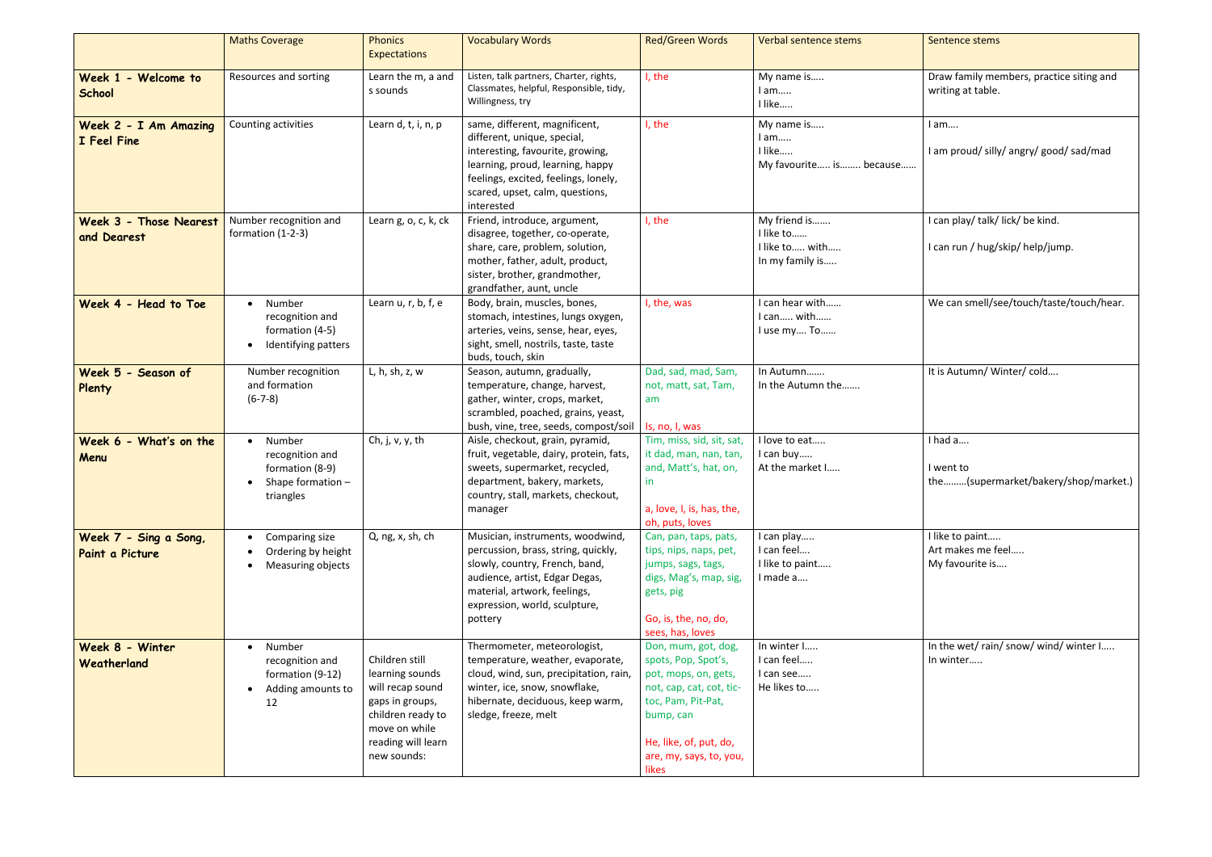| | Maths Coverage | Phonics Expectations | Vocabulary Words | Red/Green Words | Verbal sentence stems | Sentence stems |
|---|---|---|---|---|---|---|
| **Week 1 - Welcome to School** | Resources and sorting | Learn the m, a and s sounds | Listen, talk partners, Charter, rights, Classmates, helpful, Responsible, tidy, Willingness, try | I, the | My name is…..<br>I am…..<br>I like….. | Draw family members, practice siting and writing at table. |
| **Week 2 - I Am Amazing I Feel Fine** | Counting activities | Learn d, t, i, n, p | same, different, magnificent, different, unique, special, interesting, favourite, growing, learning, proud, learning, happy feelings, excited, feelings, lonely, scared, upset, calm, questions, interested | I, the | My name is…..<br>I am…..<br>I like…..<br>My favourite….. is…….. because…… | I am….<br><br>I am proud/ silly/ angry/ good/ sad/mad |
| **Week 3 - Those Nearest and Dearest** | Number recognition and formation (1-2-3) | Learn g, o, c, k, ck | Friend, introduce, argument, disagree, together, co-operate, share, care, problem, solution, mother, father, adult, product, sister, brother, grandmother, grandfather, aunt, uncle | I, the | My friend is…….<br>I like to……<br>I like to….. with…..<br>In my family is….. | I can play/ talk/ lick/ be kind.<br><br>I can run / hug/skip/ help/jump. |
| **Week 4 - Head to Toe** | • Number recognition and formation (4-5)<br>• Identifying patters | Learn u, r, b, f, e | Body, brain, muscles, bones, stomach, intestines, lungs oxygen, arteries, veins, sense, hear, eyes, sight, smell, nostrils, taste, taste buds, touch, skin | I, the, was | I can hear with……<br>I can….. with……<br>I use my…. To…… | We can smell/see/touch/taste/touch/hear. |
| **Week 5 - Season of Plenty** | Number recognition and formation (6-7-8) | L, h, sh, z, w | Season, autumn, gradually, temperature, change, harvest, gather, winter, crops, market, scrambled, poached, grains, yeast, bush, vine, tree, seeds, compost/soil | Dad, sad, mad, Sam, not, matt, sat, Tam, am<br><br>Is, no, I, was | In Autumn…….<br>In the Autumn the……. | It is Autumn/ Winter/ cold…. |
| **Week 6 - What's on the Menu** | • Number recognition and formation (8-9)<br>• Shape formation – triangles | Ch, j, v, y, th | Aisle, checkout, grain, pyramid, fruit, vegetable, dairy, protein, fats, sweets, supermarket, recycled, department, bakery, markets, country, stall, markets, checkout, manager | Tim, miss, sid, sit, sat, it dad, man, nan, tan, and, Matt's, hat, on, in<br><br>a, love, I, is, has, the, oh, puts, loves | I love to eat…..<br>I can buy…..<br>At the market I….. | I had a….<br><br>I went to the………(supermarket/bakery/shop/market.) |
| **Week 7 - Sing a Song, Paint a Picture** | • Comparing size<br>• Ordering by height<br>• Measuring objects | Q, ng, x, sh, ch | Musician, instruments, woodwind, percussion, brass, string, quickly, slowly, country, French, band, audience, artist, Edgar Degas, material, artwork, feelings, expression, world, sculpture, pottery | Can, pan, taps, pats, tips, nips, naps, pet, jumps, sags, tags, digs, Mag's, map, sig, gets, pig<br><br>Go, is, the, no, do, sees, has, loves | I can play…..<br>I can feel….<br>I like to paint…..<br>I made a…. | I like to paint…..<br>Art makes me feel…..<br>My favourite is…. |
| **Week 8 - Winter Weatherland** | • Number recognition and formation (9-12)<br>• Adding amounts to 12 | Children still learning sounds will recap sound gaps in groups, children ready to move on while reading will learn new sounds: | Thermometer, meteorologist, temperature, weather, evaporate, cloud, wind, sun, precipitation, rain, winter, ice, snow, snowflake, hibernate, deciduous, keep warm, sledge, freeze, melt | Don, mum, got, dog, spots, Pop, Spot's, pot, mops, on, gets, not, cap, cat, cot, tic-toc, Pam, Pit-Pat, bump, can<br><br>He, like, of, put, do, are, my, says, to, you, likes | In winter I…..<br>I can feel…..<br>I can see…..<br>He likes to….. | In the wet/ rain/ snow/ wind/ winter I…..<br>In winter….. |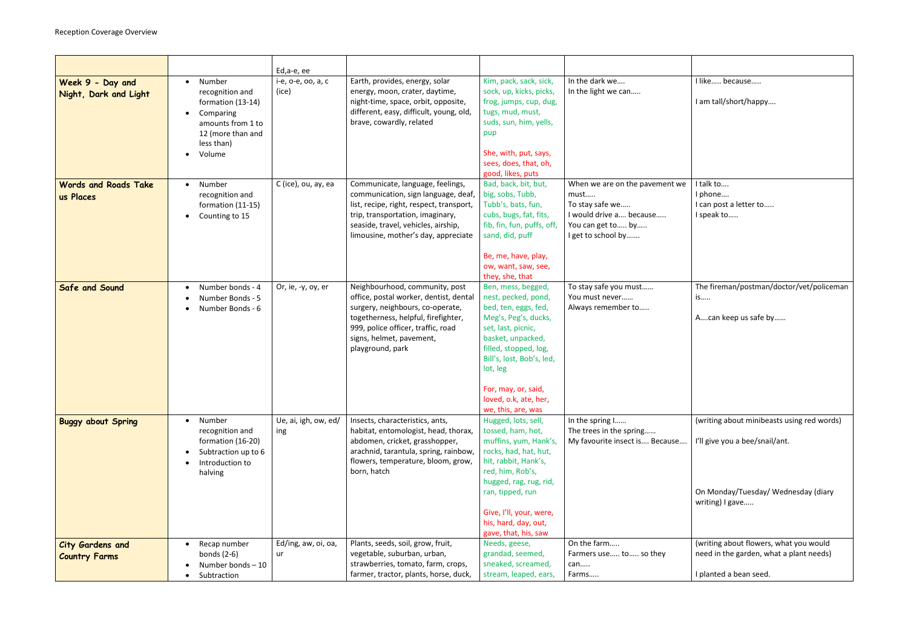| | | | | | | |
|---|---|---|---|---|---|---|
| | | Ed,a-e, ee | | | | |
| **Week 9 - Day and Night, Dark and Light** | • Number recognition and formation (13-14)<br>• Comparing amounts from 1 to 12 (more than and less than)<br>• Volume | i-e, o-e, oo, a, c (ice) | Earth, provides, energy, solar energy, moon, crater, daytime, night-time, space, orbit, opposite, different, easy, difficult, young, old, brave, cowardly, related | Kim, pack, sack, sick, sock, up, kicks, picks, frog, jumps, cup, dug, tugs, mud, must, suds, sun, him, yells, pup<br><br>She, with, put, says, sees, does, that, oh, good, likes, puts | In the dark we….<br>In the light we can….. | I like….. because…..<br><br>I am tall/short/happy…. |
| **Words and Roads Take us Places** | • Number recognition and formation (11-15)<br>• Counting to 15 | C (ice), ou, ay, ea | Communicate, language, feelings, communication, sign language, deaf, list, recipe, right, respect, transport, trip, transportation, imaginary, seaside, travel, vehicles, airship, limousine, mother's day, appreciate | Bad, back, bit, but, big, sobs, Tubb, Tubb's, bats, fun, cubs, bugs, fat, fits, fib, fin, fun, puffs, off, sand, did, puff<br><br>Be, me, have, play, ow, want, saw, see, they, she, that | When we are on the pavement we must…..<br>To stay safe we…..<br>I would drive a…. because…..<br>You can get to….. by…..<br>I get to school by……. | I talk to….<br>I phone….<br>I can post a letter to…..<br>I speak to….. |
| **Safe and Sound** | • Number bonds - 4<br>• Number Bonds - 5<br>• Number Bonds - 6 | Or, ie, -y, oy, er | Neighbourhood, community, post office, postal worker, dentist, dental surgery, neighbours, co-operate, togetherness, helpful, firefighter, 999, police officer, traffic, road signs, helmet, pavement, playground, park | Ben, mess, begged, nest, pecked, pond, bed, ten, eggs, fed, Meg's, Peg's, ducks, set, last, picnic, basket, unpacked, filled, stopped, log, Bill's, lost, Bob's, led, lot, leg<br><br>For, may, or, said, loved, o.k, ate, her, we, this, are, was | To stay safe you must……<br>You must never……<br>Always remember to….. | The fireman/postman/doctor/vet/policeman is…..<br><br>A….can keep us safe by…… |
| **Buggy about Spring** | • Number recognition and formation (16-20)<br>• Subtraction up to 6<br>• Introduction to halving | Ue, ai, igh, ow, ed/ing | Insects, characteristics, ants, habitat, entomologist, head, thorax, abdomen, cricket, grasshopper, arachnid, tarantula, spring, rainbow, flowers, temperature, bloom, grow, born, hatch | Hugged, lots, sell, tossed, ham, hot, muffins, yum, Hank's, rocks, had, hat, hut, hit, rabbit, Hank's, red, him, Rob's, hugged, rag, rug, rid, ran, tipped, run<br><br>Give, I'll, your, were, his, hard, day, out, gave, that, his, saw | In the spring I……<br>The trees in the spring……<br>My favourite insect is…. Because…. | (writing about minibeasts using red words)<br><br>I'll give you a bee/snail/ant.<br><br>On Monday/Tuesday/ Wednesday (diary writing) I gave….. |
| **City Gardens and Country Farms** | • Recap number bonds (2-6)<br>• Number bonds – 10<br>• Subtraction | Ed/ing, aw, oi, oa, ur | Plants, seeds, soil, grow, fruit, vegetable, suburban, urban, strawberries, tomato, farm, crops, farmer, tractor, plants, horse, duck, | Needs, geese, grandad, seemed, sneaked, screamed, stream, leaped, ears, | On the farm…..<br>Farmers use….. to….. so they can…..<br>Farms….. | (writing about flowers, what you would need in the garden, what a plant needs)<br><br>I planted a bean seed. |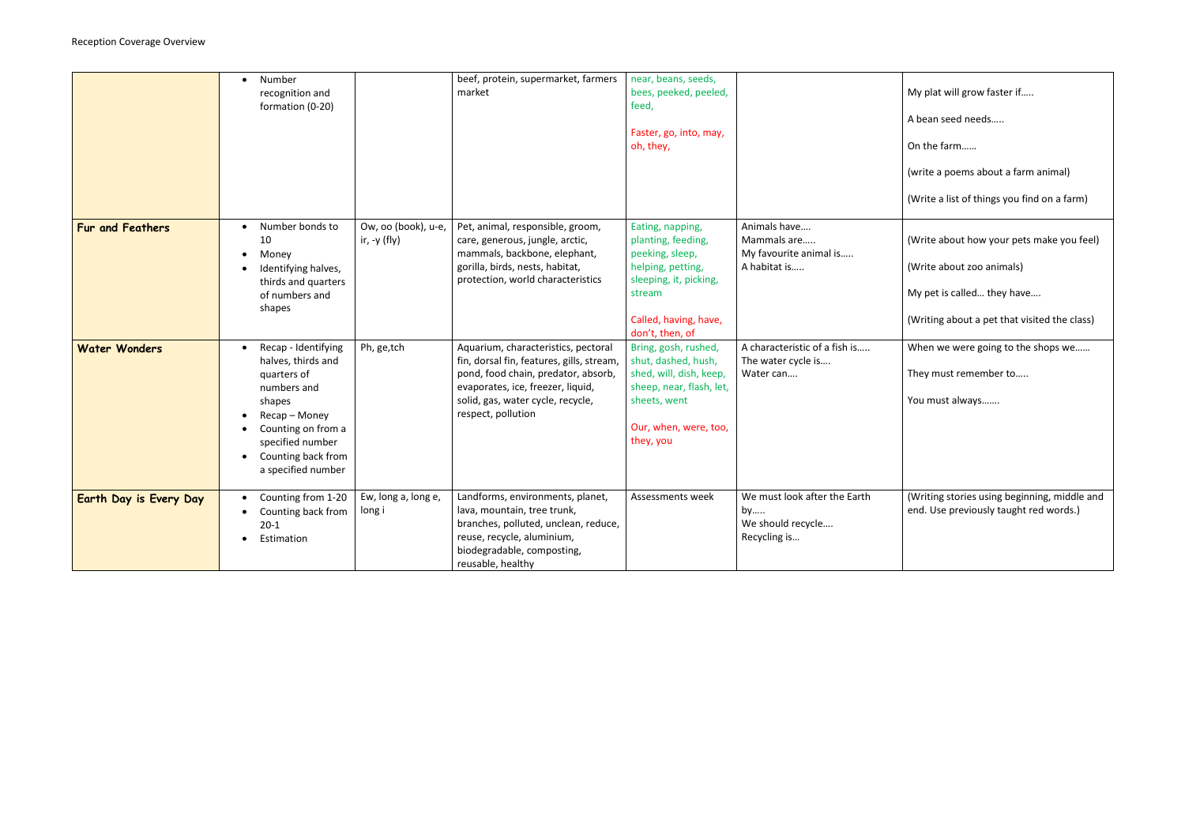| | | | | | | |
|---|---|---|---|---|---|---|
| | • Number recognition and formation (0-20) | | beef, protein, supermarket, farmers market | near, beans, seeds, bees, peeked, peeled, feed,<br><br>Faster, go, into, may, oh, they, | | My plat will grow faster if…..<br><br>A bean seed needs…..<br><br>On the farm……<br><br>(write a poems about a farm animal)<br><br>(Write a list of things you find on a farm) |
| **Fur and Feathers** | • Number bonds to 10<br>• Money<br>• Identifying halves, thirds and quarters of numbers and shapes | Ow, oo (book), u-e, ir, -y (fly) | Pet, animal, responsible, groom, care, generous, jungle, arctic, mammals, backbone, elephant, gorilla, birds, nests, habitat, protection, world characteristics | Eating, napping, planting, feeding, peeking, sleep, helping, petting, sleeping, it, picking, stream<br><br>Called, having, have, don't, then, of | Animals have….<br>Mammals are…..<br>My favourite animal is…..<br>A habitat is….. | (Write about how your pets make you feel)<br><br>(Write about zoo animals)<br><br>My pet is called… they have….<br><br>(Writing about a pet that visited the class) |
| **Water Wonders** | • Recap - Identifying halves, thirds and quarters of numbers and shapes<br>• Recap – Money<br>• Counting on from a specified number<br>• Counting back from a specified number | Ph, ge,tch | Aquarium, characteristics, pectoral fin, dorsal fin, features, gills, stream, pond, food chain, predator, absorb, evaporates, ice, freezer, liquid, solid, gas, water cycle, recycle, respect, pollution | Bring, gosh, rushed, shut, dashed, hush, shed, will, dish, keep, sheep, near, flash, let, sheets, went<br><br>Our, when, were, too, they, you | A characteristic of a fish is…..<br>The water cycle is….<br>Water can…. | When we were going to the shops we……<br><br>They must remember to…..<br><br>You must always……. |
| **Earth Day is Every Day** | • Counting from 1-20<br>• Counting back from 20-1<br>• Estimation | Ew, long a, long e, long i | Landforms, environments, planet, lava, mountain, tree trunk, branches, polluted, unclean, reduce, reuse, recycle, aluminium, biodegradable, composting, reusable, healthy | Assessments week | We must look after the Earth by…..<br>We should recycle….<br>Recycling is… | (Writing stories using beginning, middle and end. Use previously taught red words.) |